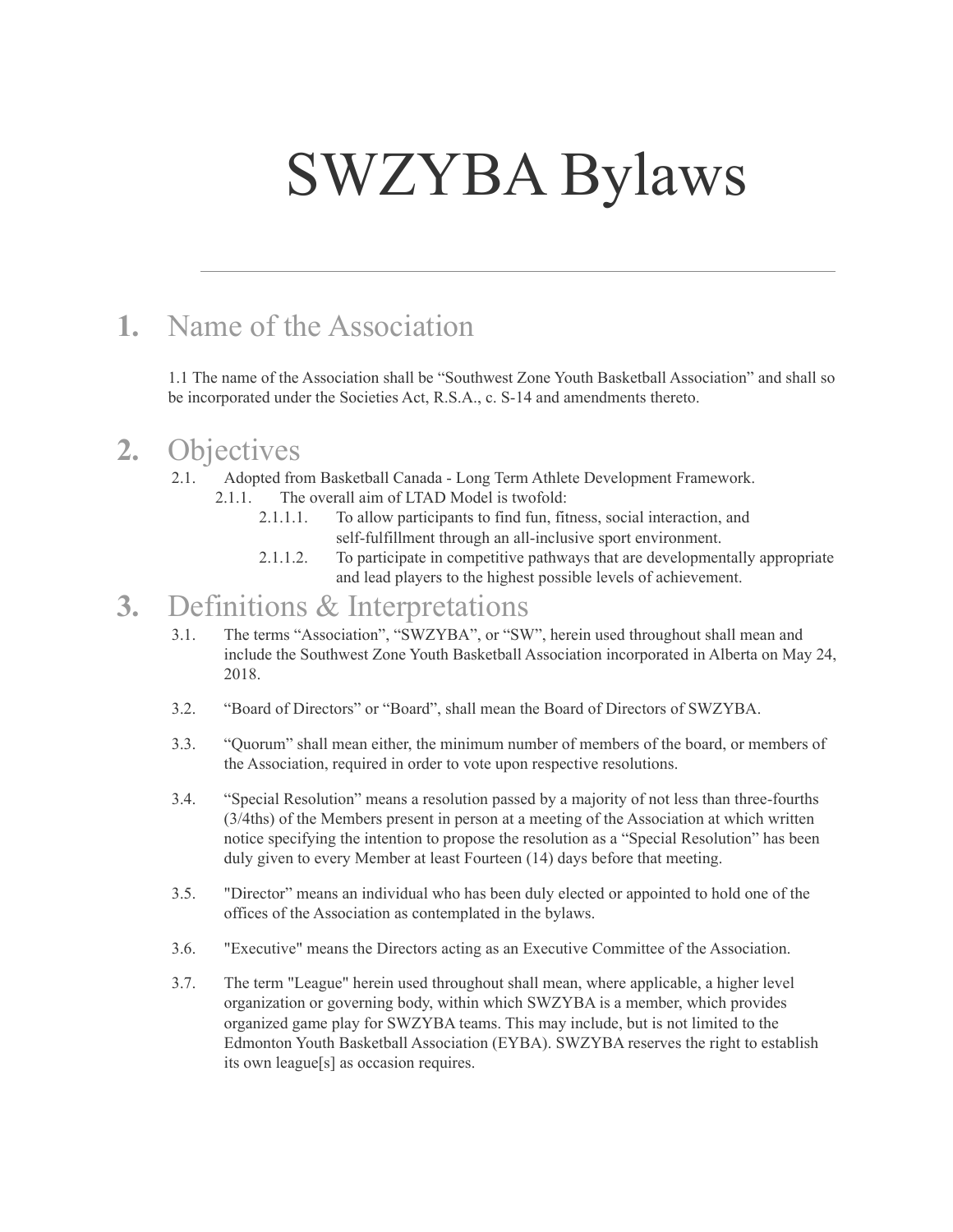# SWZYBA Bylaws

---

## 1. Name of the Association

1.1 The name of the Association shall be “Southwest Zone Youth Basketball Association” and shall so be incorporated under the Societies Act, R.S.A., c. S-14 and amendments thereto.

## 2. Objectives

- 2.1. Adopted from Basketball Canada - Long Term Athlete Development Framework.
  - 2.1.1. The overall aim of LTAD Model is twofold:
    - 2.1.1.1. To allow participants to find fun, fitness, social interaction, and self-fulfillment through an all-inclusive sport environment.
    - 2.1.1.2. To participate in competitive pathways that are developmentally appropriate and lead players to the highest possible levels of achievement.

## 3. Definitions & Interpretations

3.1. The terms “Association”, “SWZYBA”, or “SW”, herein used throughout shall mean and include the Southwest Zone Youth Basketball Association incorporated in Alberta on May 24, 2018.

3.2. “Board of Directors” or “Board”, shall mean the Board of Directors of SWZYBA.

3.3. “Quorum” shall mean either, the minimum number of members of the board, or members of the Association, required in order to vote upon respective resolutions.

3.4. “Special Resolution” means a resolution passed by a majority of not less than three-fourths (3/4ths) of the Members present in person at a meeting of the Association at which written notice specifying the intention to propose the resolution as a “Special Resolution” has been duly given to every Member at least Fourteen (14) days before that meeting.

3.5. "Director” means an individual who has been duly elected or appointed to hold one of the offices of the Association as contemplated in the bylaws.

3.6. "Executive" means the Directors acting as an Executive Committee of the Association.

3.7. The term "League" herein used throughout shall mean, where applicable, a higher level organization or governing body, within which SWZYBA is a member, which provides organized game play for SWZYBA teams. This may include, but is not limited to the Edmonton Youth Basketball Association (EYBA). SWZYBA reserves the right to establish its own league[s] as occasion requires.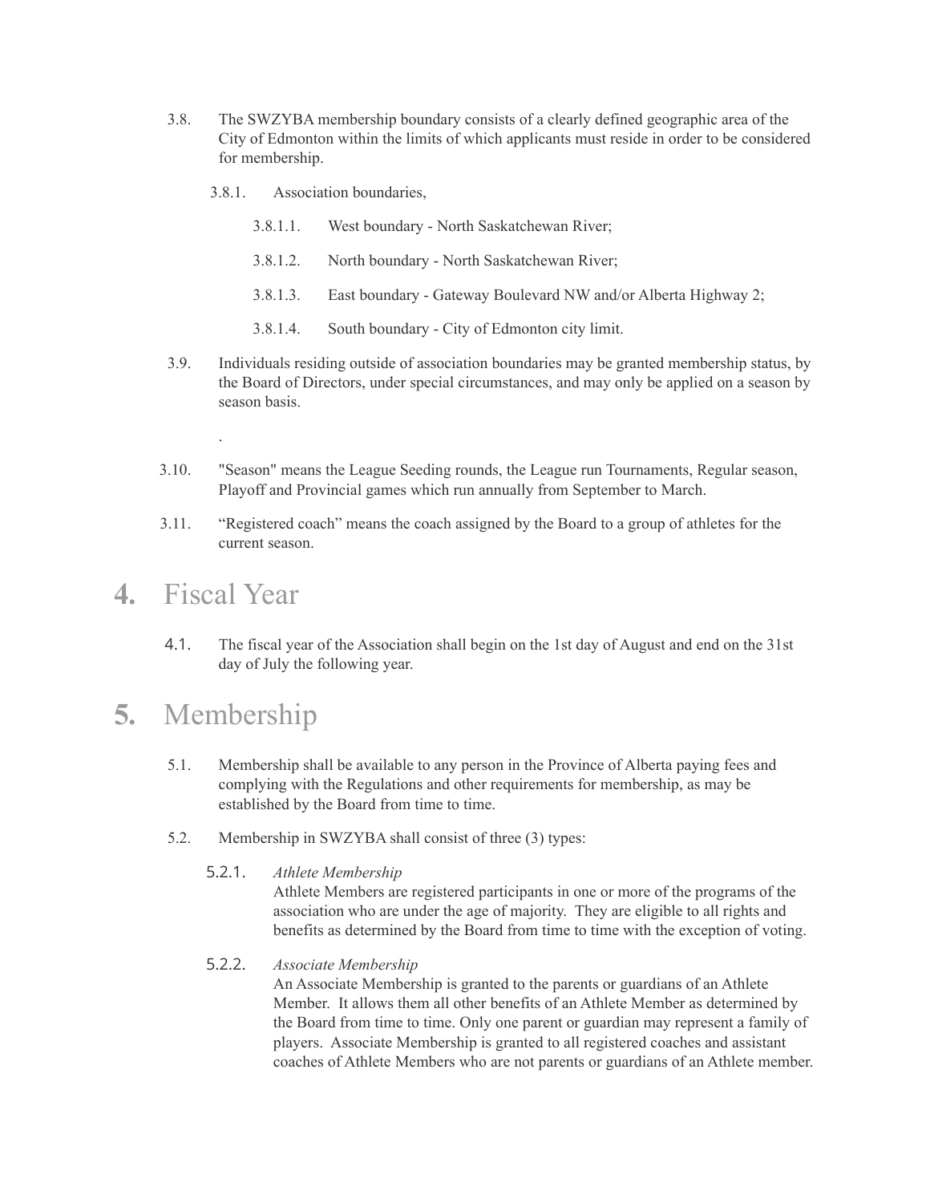3.8. The SWZYBA membership boundary consists of a clearly defined geographic area of the City of Edmonton within the limits of which applicants must reside in order to be considered for membership.

3.8.1. Association boundaries,

3.8.1.1. West boundary - North Saskatchewan River;

3.8.1.2. North boundary - North Saskatchewan River;

3.8.1.3. East boundary - Gateway Boulevard NW and/or Alberta Highway 2;

3.8.1.4. South boundary - City of Edmonton city limit.

3.9. Individuals residing outside of association boundaries may be granted membership status, by the Board of Directors, under special circumstances, and may only be applied on a season by season basis.

.

3.10. "Season" means the League Seeding rounds, the League run Tournaments, Regular season, Playoff and Provincial games which run annually from September to March.

3.11. "Registered coach" means the coach assigned by the Board to a group of athletes for the current season.

# **4.** Fiscal Year

4.1. The fiscal year of the Association shall begin on the 1st day of August and end on the 31st day of July the following year.

# **5.** Membership

5.1. Membership shall be available to any person in the Province of Alberta paying fees and complying with the Regulations and other requirements for membership, as may be established by the Board from time to time.

5.2. Membership in SWZYBA shall consist of three (3) types:

5.2.1. *Athlete Membership*
Athlete Members are registered participants in one or more of the programs of the association who are under the age of majority. They are eligible to all rights and benefits as determined by the Board from time to time with the exception of voting.

5.2.2. *Associate Membership*
An Associate Membership is granted to the parents or guardians of an Athlete Member. It allows them all other benefits of an Athlete Member as determined by the Board from time to time. Only one parent or guardian may represent a family of players. Associate Membership is granted to all registered coaches and assistant coaches of Athlete Members who are not parents or guardians of an Athlete member.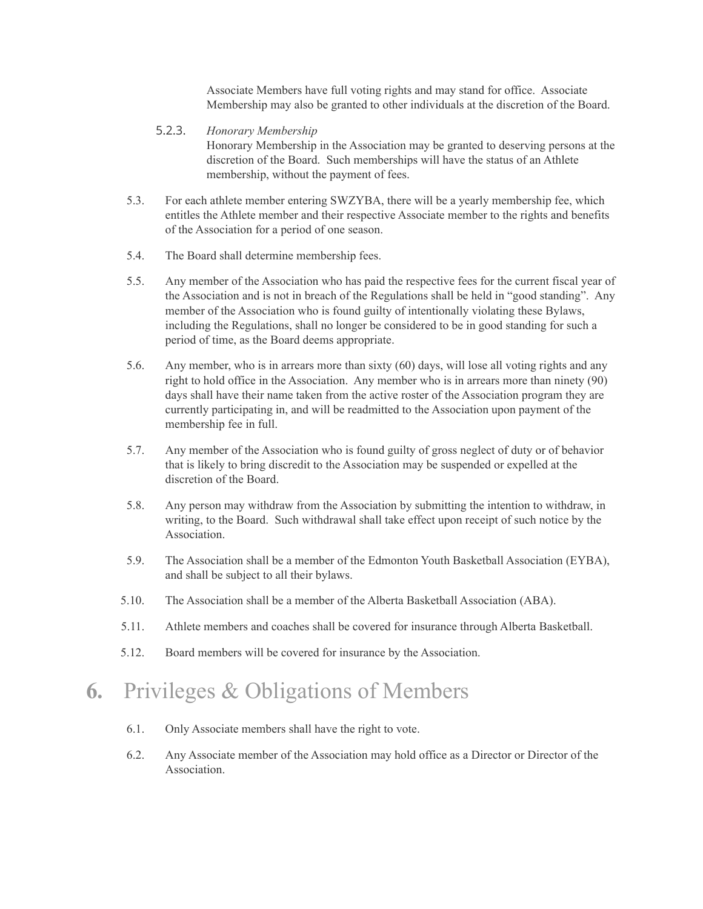Associate Members have full voting rights and may stand for office. Associate Membership may also be granted to other individuals at the discretion of the Board.

5.2.3. *Honorary Membership*
Honorary Membership in the Association may be granted to deserving persons at the discretion of the Board. Such memberships will have the status of an Athlete membership, without the payment of fees.

5.3. For each athlete member entering SWZYBA, there will be a yearly membership fee, which entitles the Athlete member and their respective Associate member to the rights and benefits of the Association for a period of one season.

5.4. The Board shall determine membership fees.

5.5. Any member of the Association who has paid the respective fees for the current fiscal year of the Association and is not in breach of the Regulations shall be held in "good standing". Any member of the Association who is found guilty of intentionally violating these Bylaws, including the Regulations, shall no longer be considered to be in good standing for such a period of time, as the Board deems appropriate.

5.6. Any member, who is in arrears more than sixty (60) days, will lose all voting rights and any right to hold office in the Association. Any member who is in arrears more than ninety (90) days shall have their name taken from the active roster of the Association program they are currently participating in, and will be readmitted to the Association upon payment of the membership fee in full.

5.7. Any member of the Association who is found guilty of gross neglect of duty or of behavior that is likely to bring discredit to the Association may be suspended or expelled at the discretion of the Board.

5.8. Any person may withdraw from the Association by submitting the intention to withdraw, in writing, to the Board. Such withdrawal shall take effect upon receipt of such notice by the Association.

5.9. The Association shall be a member of the Edmonton Youth Basketball Association (EYBA), and shall be subject to all their bylaws.

5.10. The Association shall be a member of the Alberta Basketball Association (ABA).

5.11. Athlete members and coaches shall be covered for insurance through Alberta Basketball.

5.12. Board members will be covered for insurance by the Association.

# **6.** Privileges & Obligations of Members

6.1. Only Associate members shall have the right to vote.

6.2. Any Associate member of the Association may hold office as a Director or Director of the Association.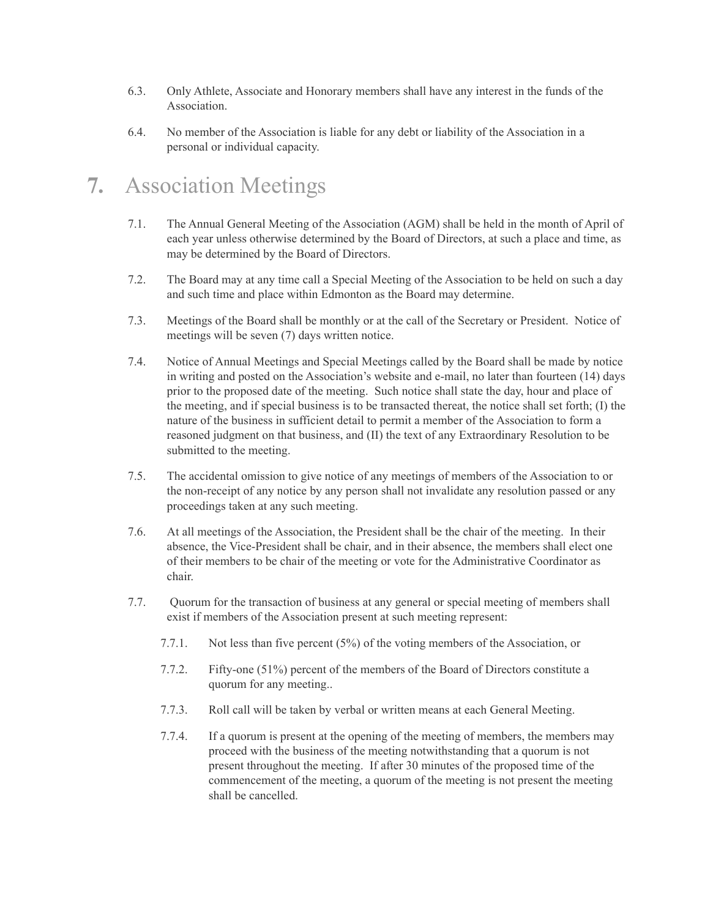6.3. Only Athlete, Associate and Honorary members shall have any interest in the funds of the Association.

6.4. No member of the Association is liable for any debt or liability of the Association in a personal or individual capacity.

# 7. Association Meetings

7.1. The Annual General Meeting of the Association (AGM) shall be held in the month of April of each year unless otherwise determined by the Board of Directors, at such a place and time, as may be determined by the Board of Directors.

7.2. The Board may at any time call a Special Meeting of the Association to be held on such a day and such time and place within Edmonton as the Board may determine.

7.3. Meetings of the Board shall be monthly or at the call of the Secretary or President. Notice of meetings will be seven (7) days written notice.

7.4. Notice of Annual Meetings and Special Meetings called by the Board shall be made by notice in writing and posted on the Association's website and e-mail, no later than fourteen (14) days prior to the proposed date of the meeting. Such notice shall state the day, hour and place of the meeting, and if special business is to be transacted thereat, the notice shall set forth; (I) the nature of the business in sufficient detail to permit a member of the Association to form a reasoned judgment on that business, and (II) the text of any Extraordinary Resolution to be submitted to the meeting.

7.5. The accidental omission to give notice of any meetings of members of the Association to or the non-receipt of any notice by any person shall not invalidate any resolution passed or any proceedings taken at any such meeting.

7.6. At all meetings of the Association, the President shall be the chair of the meeting. In their absence, the Vice-President shall be chair, and in their absence, the members shall elect one of their members to be chair of the meeting or vote for the Administrative Coordinator as chair.

7.7. Quorum for the transaction of business at any general or special meeting of members shall exist if members of the Association present at such meeting represent:

7.7.1. Not less than five percent (5%) of the voting members of the Association, or

7.7.2. Fifty-one (51%) percent of the members of the Board of Directors constitute a quorum for any meeting..

7.7.3. Roll call will be taken by verbal or written means at each General Meeting.

7.7.4. If a quorum is present at the opening of the meeting of members, the members may proceed with the business of the meeting notwithstanding that a quorum is not present throughout the meeting. If after 30 minutes of the proposed time of the commencement of the meeting, a quorum of the meeting is not present the meeting shall be cancelled.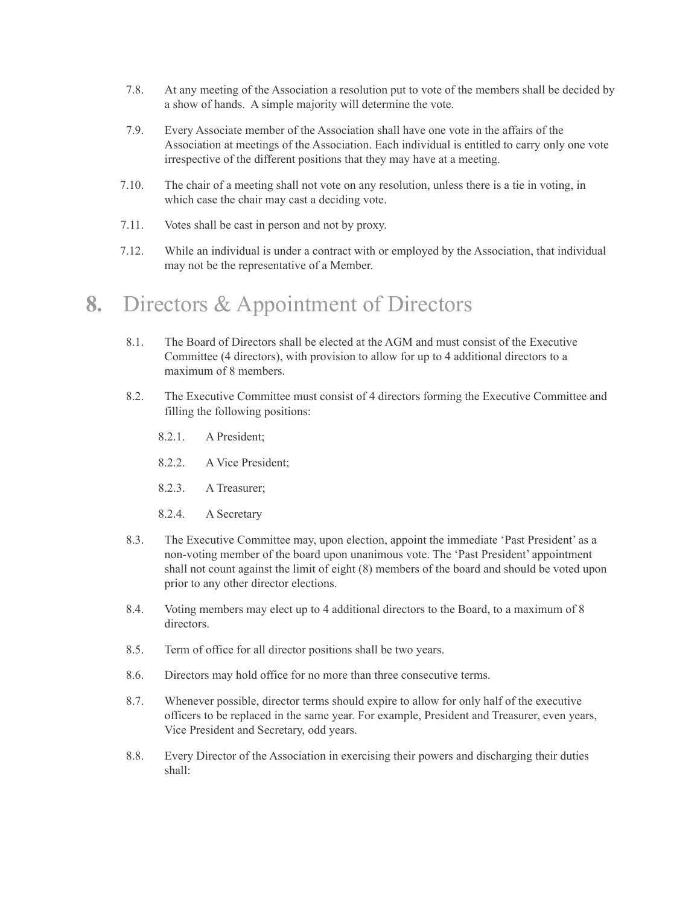7.8. At any meeting of the Association a resolution put to vote of the members shall be decided by a show of hands. A simple majority will determine the vote.

7.9. Every Associate member of the Association shall have one vote in the affairs of the Association at meetings of the Association. Each individual is entitled to carry only one vote irrespective of the different positions that they may have at a meeting.

7.10. The chair of a meeting shall not vote on any resolution, unless there is a tie in voting, in which case the chair may cast a deciding vote.

7.11. Votes shall be cast in person and not by proxy.

7.12. While an individual is under a contract with or employed by the Association, that individual may not be the representative of a Member.

# 8. Directors & Appointment of Directors

8.1. The Board of Directors shall be elected at the AGM and must consist of the Executive Committee (4 directors), with provision to allow for up to 4 additional directors to a maximum of 8 members.

8.2. The Executive Committee must consist of 4 directors forming the Executive Committee and filling the following positions:

8.2.1. A President;

8.2.2. A Vice President;

8.2.3. A Treasurer;

8.2.4. A Secretary

8.3. The Executive Committee may, upon election, appoint the immediate 'Past President' as a non-voting member of the board upon unanimous vote. The 'Past President' appointment shall not count against the limit of eight (8) members of the board and should be voted upon prior to any other director elections.

8.4. Voting members may elect up to 4 additional directors to the Board, to a maximum of 8 directors.

8.5. Term of office for all director positions shall be two years.

8.6. Directors may hold office for no more than three consecutive terms.

8.7. Whenever possible, director terms should expire to allow for only half of the executive officers to be replaced in the same year. For example, President and Treasurer, even years, Vice President and Secretary, odd years.

8.8. Every Director of the Association in exercising their powers and discharging their duties shall: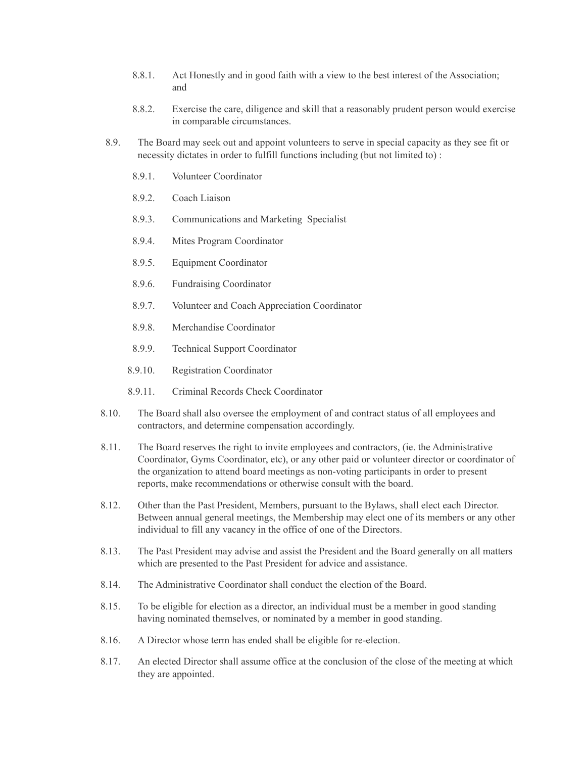8.8.1. Act Honestly and in good faith with a view to the best interest of the Association; and

8.8.2. Exercise the care, diligence and skill that a reasonably prudent person would exercise in comparable circumstances.

8.9. The Board may seek out and appoint volunteers to serve in special capacity as they see fit or necessity dictates in order to fulfill functions including (but not limited to) :

8.9.1. Volunteer Coordinator

8.9.2. Coach Liaison

8.9.3. Communications and Marketing Specialist

8.9.4. Mites Program Coordinator

8.9.5. Equipment Coordinator

8.9.6. Fundraising Coordinator

8.9.7. Volunteer and Coach Appreciation Coordinator

8.9.8. Merchandise Coordinator

8.9.9. Technical Support Coordinator

8.9.10. Registration Coordinator

8.9.11. Criminal Records Check Coordinator

8.10. The Board shall also oversee the employment of and contract status of all employees and contractors, and determine compensation accordingly.

8.11. The Board reserves the right to invite employees and contractors, (ie. the Administrative Coordinator, Gyms Coordinator, etc), or any other paid or volunteer director or coordinator of the organization to attend board meetings as non-voting participants in order to present reports, make recommendations or otherwise consult with the board.

8.12. Other than the Past President, Members, pursuant to the Bylaws, shall elect each Director. Between annual general meetings, the Membership may elect one of its members or any other individual to fill any vacancy in the office of one of the Directors.

8.13. The Past President may advise and assist the President and the Board generally on all matters which are presented to the Past President for advice and assistance.

8.14. The Administrative Coordinator shall conduct the election of the Board.

8.15. To be eligible for election as a director, an individual must be a member in good standing having nominated themselves, or nominated by a member in good standing.

8.16. A Director whose term has ended shall be eligible for re-election.

8.17. An elected Director shall assume office at the conclusion of the close of the meeting at which they are appointed.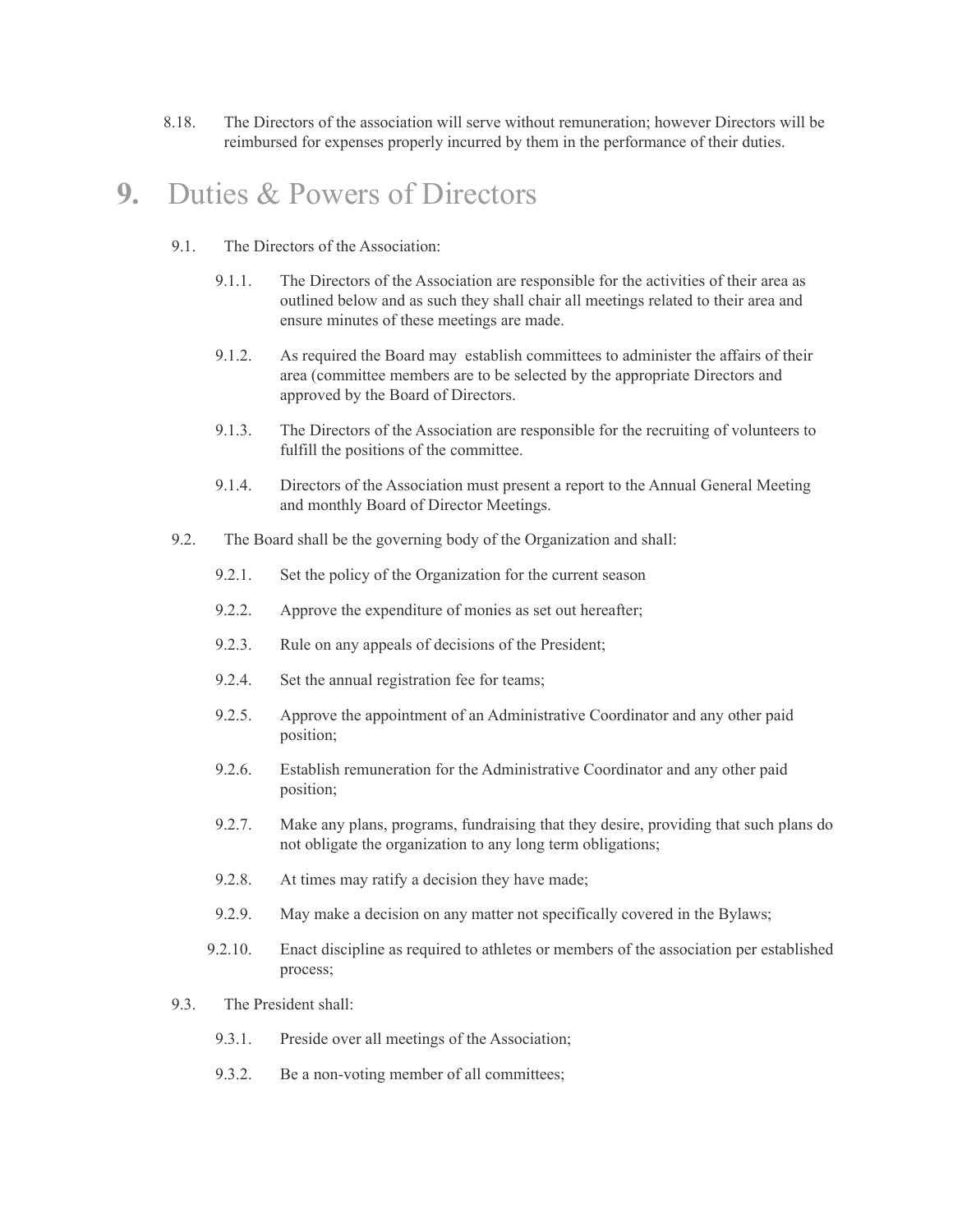8.18. The Directors of the association will serve without remuneration; however Directors will be reimbursed for expenses properly incurred by them in the performance of their duties.

# 9. Duties & Powers of Directors

9.1. The Directors of the Association:

9.1.1. The Directors of the Association are responsible for the activities of their area as outlined below and as such they shall chair all meetings related to their area and ensure minutes of these meetings are made.

9.1.2. As required the Board may establish committees to administer the affairs of their area (committee members are to be selected by the appropriate Directors and approved by the Board of Directors.

9.1.3. The Directors of the Association are responsible for the recruiting of volunteers to fulfill the positions of the committee.

9.1.4. Directors of the Association must present a report to the Annual General Meeting and monthly Board of Director Meetings.

9.2. The Board shall be the governing body of the Organization and shall:

9.2.1. Set the policy of the Organization for the current season

9.2.2. Approve the expenditure of monies as set out hereafter;

9.2.3. Rule on any appeals of decisions of the President;

9.2.4. Set the annual registration fee for teams;

9.2.5. Approve the appointment of an Administrative Coordinator and any other paid position;

9.2.6. Establish remuneration for the Administrative Coordinator and any other paid position;

9.2.7. Make any plans, programs, fundraising that they desire, providing that such plans do not obligate the organization to any long term obligations;

9.2.8. At times may ratify a decision they have made;

9.2.9. May make a decision on any matter not specifically covered in the Bylaws;

9.2.10. Enact discipline as required to athletes or members of the association per established process;

9.3. The President shall:

9.3.1. Preside over all meetings of the Association;

9.3.2. Be a non-voting member of all committees;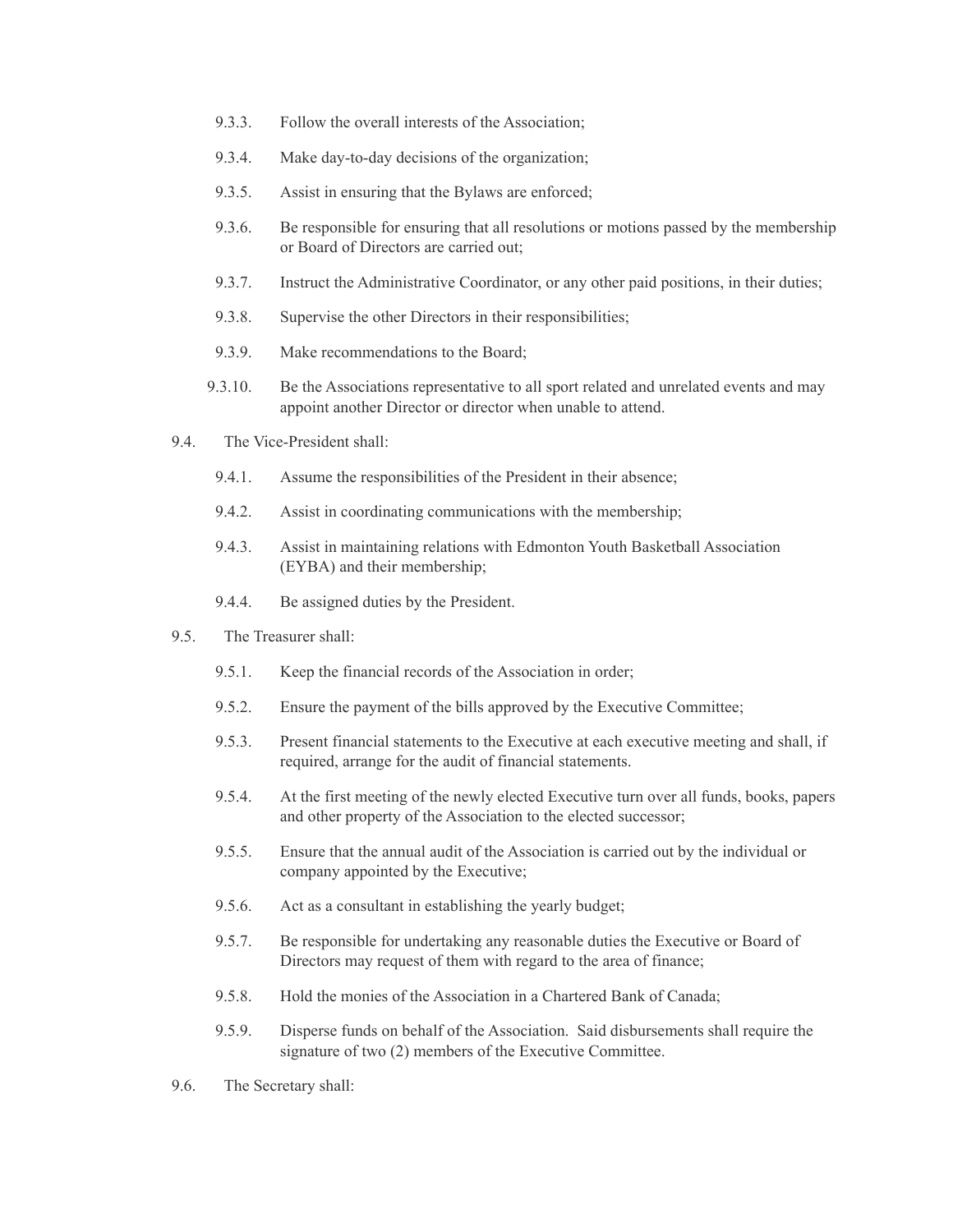9.3.3. Follow the overall interests of the Association;

9.3.4. Make day-to-day decisions of the organization;

9.3.5. Assist in ensuring that the Bylaws are enforced;

9.3.6. Be responsible for ensuring that all resolutions or motions passed by the membership or Board of Directors are carried out;

9.3.7. Instruct the Administrative Coordinator, or any other paid positions, in their duties;

9.3.8. Supervise the other Directors in their responsibilities;

9.3.9. Make recommendations to the Board;

9.3.10. Be the Associations representative to all sport related and unrelated events and may appoint another Director or director when unable to attend.

9.4. The Vice-President shall:

9.4.1. Assume the responsibilities of the President in their absence;

9.4.2. Assist in coordinating communications with the membership;

9.4.3. Assist in maintaining relations with Edmonton Youth Basketball Association (EYBA) and their membership;

9.4.4. Be assigned duties by the President.

9.5. The Treasurer shall:

9.5.1. Keep the financial records of the Association in order;

9.5.2. Ensure the payment of the bills approved by the Executive Committee;

9.5.3. Present financial statements to the Executive at each executive meeting and shall, if required, arrange for the audit of financial statements.

9.5.4. At the first meeting of the newly elected Executive turn over all funds, books, papers and other property of the Association to the elected successor;

9.5.5. Ensure that the annual audit of the Association is carried out by the individual or company appointed by the Executive;

9.5.6. Act as a consultant in establishing the yearly budget;

9.5.7. Be responsible for undertaking any reasonable duties the Executive or Board of Directors may request of them with regard to the area of finance;

9.5.8. Hold the monies of the Association in a Chartered Bank of Canada;

9.5.9. Disperse funds on behalf of the Association. Said disbursements shall require the signature of two (2) members of the Executive Committee.

9.6. The Secretary shall: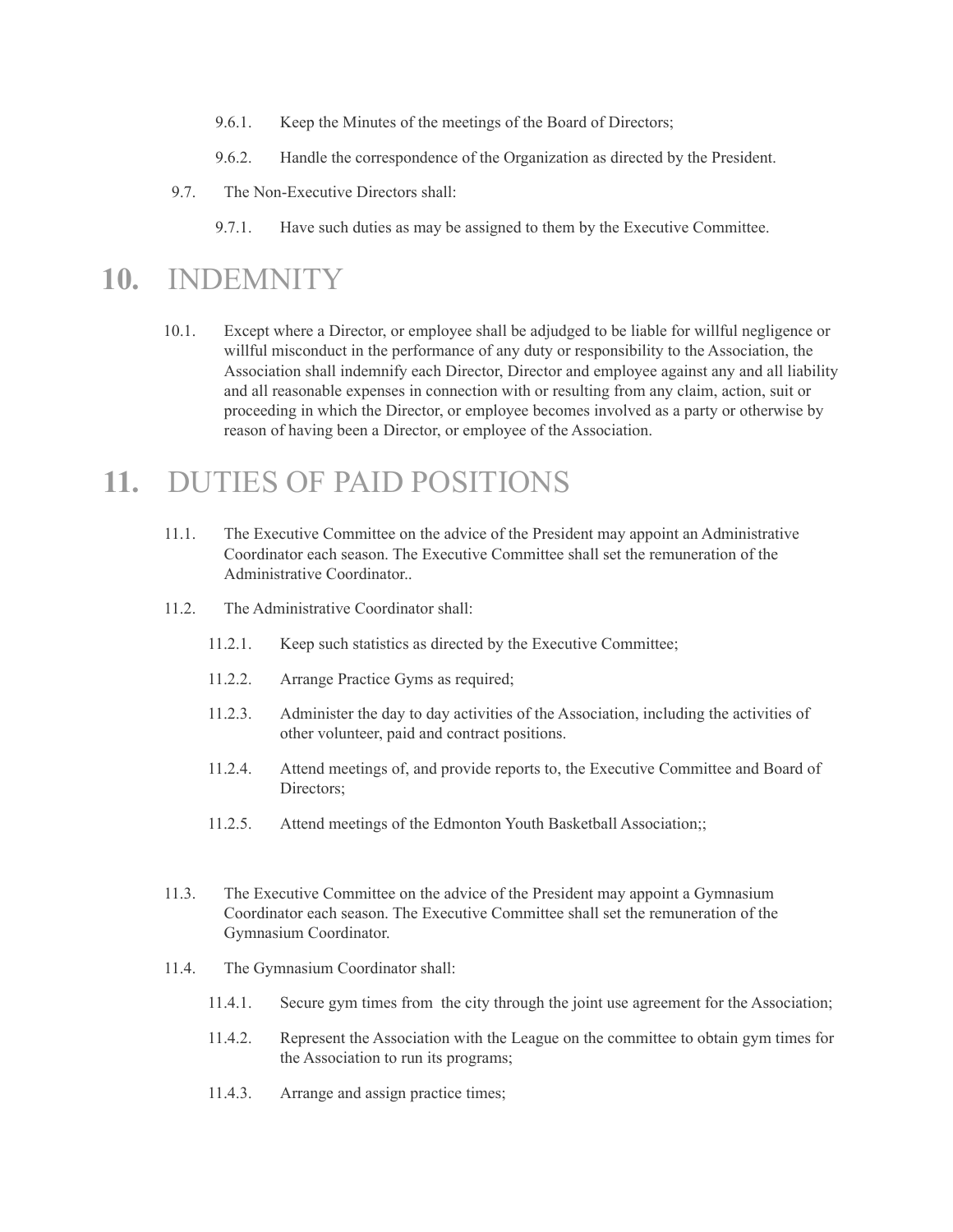9.6.1. Keep the Minutes of the meetings of the Board of Directors;

9.6.2. Handle the correspondence of the Organization as directed by the President.

9.7. The Non-Executive Directors shall:

9.7.1. Have such duties as may be assigned to them by the Executive Committee.

# 10. INDEMNITY

10.1. Except where a Director, or employee shall be adjudged to be liable for willful negligence or willful misconduct in the performance of any duty or responsibility to the Association, the Association shall indemnify each Director, Director and employee against any and all liability and all reasonable expenses in connection with or resulting from any claim, action, suit or proceeding in which the Director, or employee becomes involved as a party or otherwise by reason of having been a Director, or employee of the Association.

# 11. DUTIES OF PAID POSITIONS

11.1. The Executive Committee on the advice of the President may appoint an Administrative Coordinator each season. The Executive Committee shall set the remuneration of the Administrative Coordinator..

11.2. The Administrative Coordinator shall:

11.2.1. Keep such statistics as directed by the Executive Committee;

11.2.2. Arrange Practice Gyms as required;

11.2.3. Administer the day to day activities of the Association, including the activities of other volunteer, paid and contract positions.

11.2.4. Attend meetings of, and provide reports to, the Executive Committee and Board of Directors;

11.2.5. Attend meetings of the Edmonton Youth Basketball Association;;

11.3. The Executive Committee on the advice of the President may appoint a Gymnasium Coordinator each season. The Executive Committee shall set the remuneration of the Gymnasium Coordinator.

11.4. The Gymnasium Coordinator shall:

11.4.1. Secure gym times from the city through the joint use agreement for the Association;

11.4.2. Represent the Association with the League on the committee to obtain gym times for the Association to run its programs;

11.4.3. Arrange and assign practice times;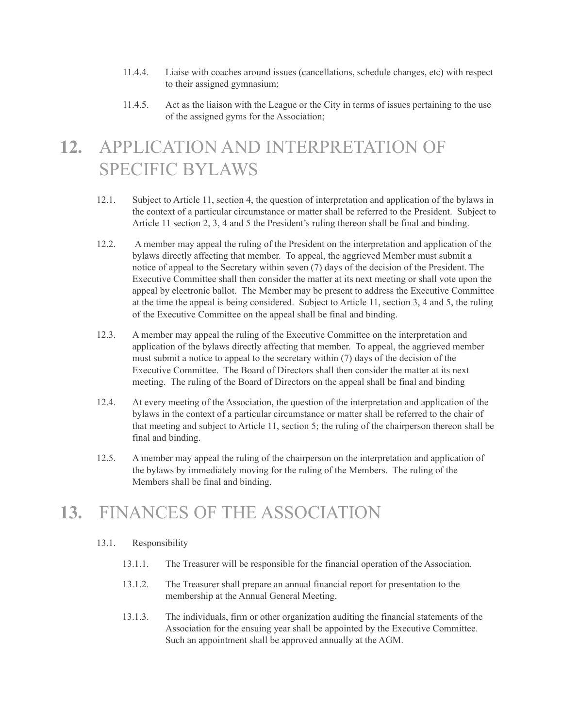11.4.4. Liaise with coaches around issues (cancellations, schedule changes, etc) with respect to their assigned gymnasium;

11.4.5. Act as the liaison with the League or the City in terms of issues pertaining to the use of the assigned gyms for the Association;

# 12. APPLICATION AND INTERPRETATION OF SPECIFIC BYLAWS

12.1. Subject to Article 11, section 4, the question of interpretation and application of the bylaws in the context of a particular circumstance or matter shall be referred to the President. Subject to Article 11 section 2, 3, 4 and 5 the President's ruling thereon shall be final and binding.

12.2. A member may appeal the ruling of the President on the interpretation and application of the bylaws directly affecting that member. To appeal, the aggrieved Member must submit a notice of appeal to the Secretary within seven (7) days of the decision of the President. The Executive Committee shall then consider the matter at its next meeting or shall vote upon the appeal by electronic ballot. The Member may be present to address the Executive Committee at the time the appeal is being considered. Subject to Article 11, section 3, 4 and 5, the ruling of the Executive Committee on the appeal shall be final and binding.

12.3. A member may appeal the ruling of the Executive Committee on the interpretation and application of the bylaws directly affecting that member. To appeal, the aggrieved member must submit a notice to appeal to the secretary within (7) days of the decision of the Executive Committee. The Board of Directors shall then consider the matter at its next meeting. The ruling of the Board of Directors on the appeal shall be final and binding

12.4. At every meeting of the Association, the question of the interpretation and application of the bylaws in the context of a particular circumstance or matter shall be referred to the chair of that meeting and subject to Article 11, section 5; the ruling of the chairperson thereon shall be final and binding.

12.5. A member may appeal the ruling of the chairperson on the interpretation and application of the bylaws by immediately moving for the ruling of the Members. The ruling of the Members shall be final and binding.

# 13. FINANCES OF THE ASSOCIATION

13.1. Responsibility

13.1.1. The Treasurer will be responsible for the financial operation of the Association.

13.1.2. The Treasurer shall prepare an annual financial report for presentation to the membership at the Annual General Meeting.

13.1.3. The individuals, firm or other organization auditing the financial statements of the Association for the ensuing year shall be appointed by the Executive Committee. Such an appointment shall be approved annually at the AGM.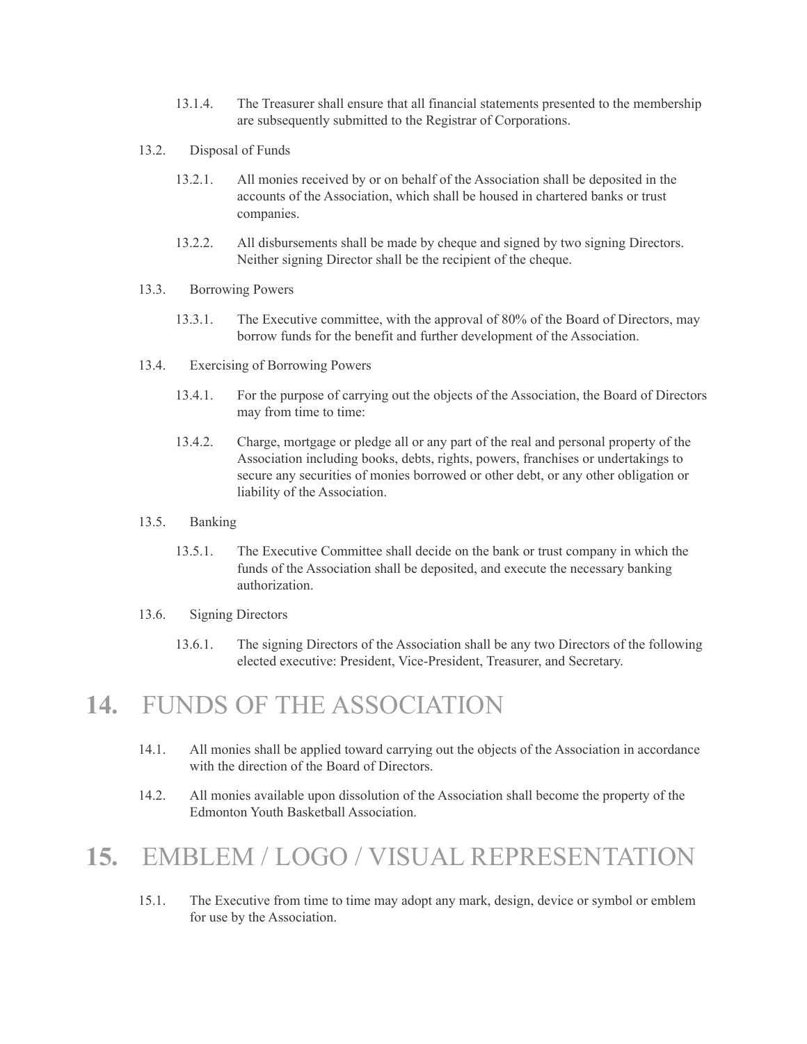13.1.4. The Treasurer shall ensure that all financial statements presented to the membership are subsequently submitted to the Registrar of Corporations.

13.2. Disposal of Funds

13.2.1. All monies received by or on behalf of the Association shall be deposited in the accounts of the Association, which shall be housed in chartered banks or trust companies.

13.2.2. All disbursements shall be made by cheque and signed by two signing Directors. Neither signing Director shall be the recipient of the cheque.

13.3. Borrowing Powers

13.3.1. The Executive committee, with the approval of 80% of the Board of Directors, may borrow funds for the benefit and further development of the Association.

13.4. Exercising of Borrowing Powers

13.4.1. For the purpose of carrying out the objects of the Association, the Board of Directors may from time to time:

13.4.2. Charge, mortgage or pledge all or any part of the real and personal property of the Association including books, debts, rights, powers, franchises or undertakings to secure any securities of monies borrowed or other debt, or any other obligation or liability of the Association.

13.5. Banking

13.5.1. The Executive Committee shall decide on the bank or trust company in which the funds of the Association shall be deposited, and execute the necessary banking authorization.

13.6. Signing Directors

13.6.1. The signing Directors of the Association shall be any two Directors of the following elected executive: President, Vice-President, Treasurer, and Secretary.

# **14.** FUNDS OF THE ASSOCIATION

14.1. All monies shall be applied toward carrying out the objects of the Association in accordance with the direction of the Board of Directors.

14.2. All monies available upon dissolution of the Association shall become the property of the Edmonton Youth Basketball Association.

# **15.** EMBLEM / LOGO / VISUAL REPRESENTATION

15.1. The Executive from time to time may adopt any mark, design, device or symbol or emblem for use by the Association.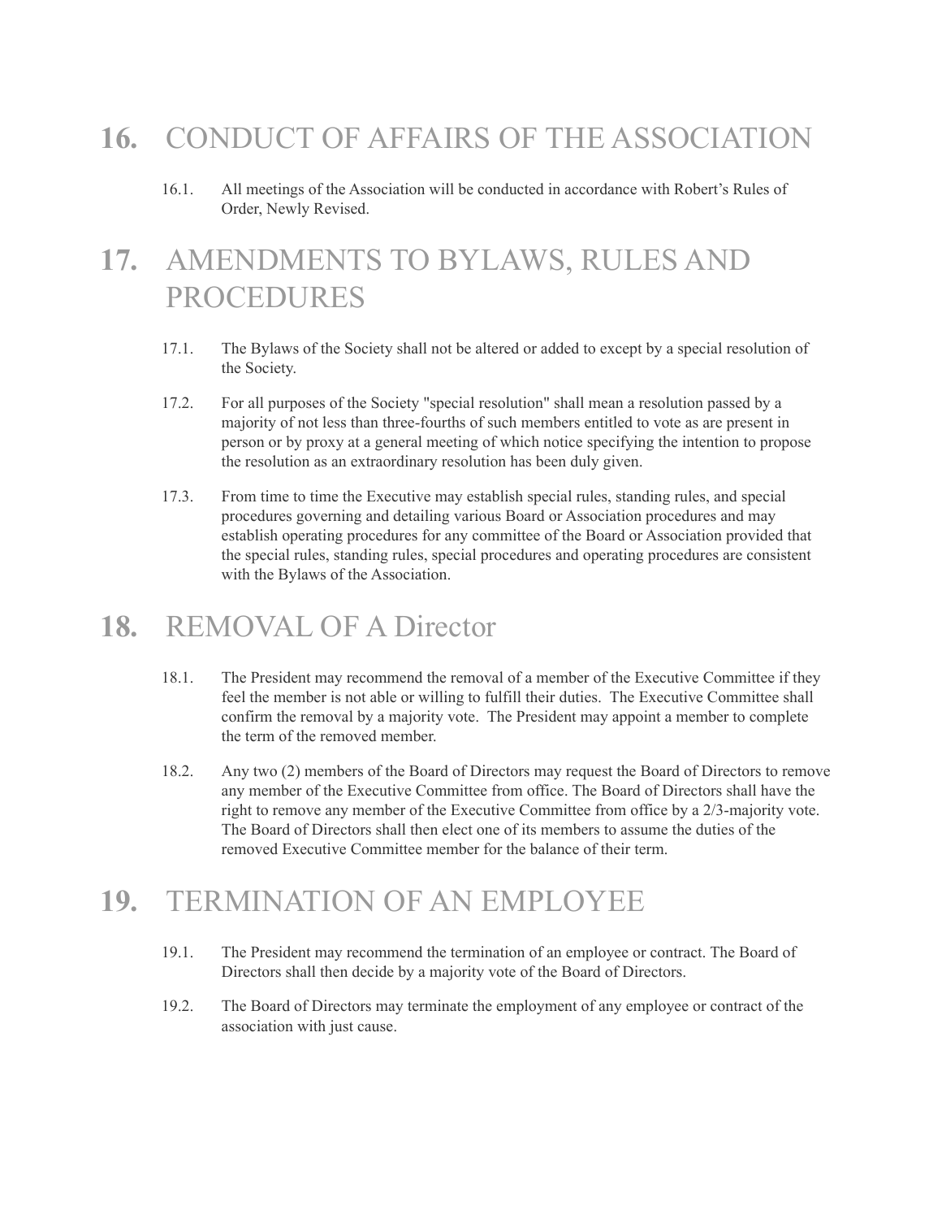# 16. CONDUCT OF AFFAIRS OF THE ASSOCIATION

16.1. All meetings of the Association will be conducted in accordance with Robert's Rules of Order, Newly Revised.

# 17. AMENDMENTS TO BYLAWS, RULES AND PROCEDURES

17.1. The Bylaws of the Society shall not be altered or added to except by a special resolution of the Society.

17.2. For all purposes of the Society "special resolution" shall mean a resolution passed by a majority of not less than three-fourths of such members entitled to vote as are present in person or by proxy at a general meeting of which notice specifying the intention to propose the resolution as an extraordinary resolution has been duly given.

17.3. From time to time the Executive may establish special rules, standing rules, and special procedures governing and detailing various Board or Association procedures and may establish operating procedures for any committee of the Board or Association provided that the special rules, standing rules, special procedures and operating procedures are consistent with the Bylaws of the Association.

# 18. REMOVAL OF A Director

18.1. The President may recommend the removal of a member of the Executive Committee if they feel the member is not able or willing to fulfill their duties. The Executive Committee shall confirm the removal by a majority vote. The President may appoint a member to complete the term of the removed member.

18.2. Any two (2) members of the Board of Directors may request the Board of Directors to remove any member of the Executive Committee from office. The Board of Directors shall have the right to remove any member of the Executive Committee from office by a 2/3-majority vote. The Board of Directors shall then elect one of its members to assume the duties of the removed Executive Committee member for the balance of their term.

# 19. TERMINATION OF AN EMPLOYEE

19.1. The President may recommend the termination of an employee or contract. The Board of Directors shall then decide by a majority vote of the Board of Directors.

19.2. The Board of Directors may terminate the employment of any employee or contract of the association with just cause.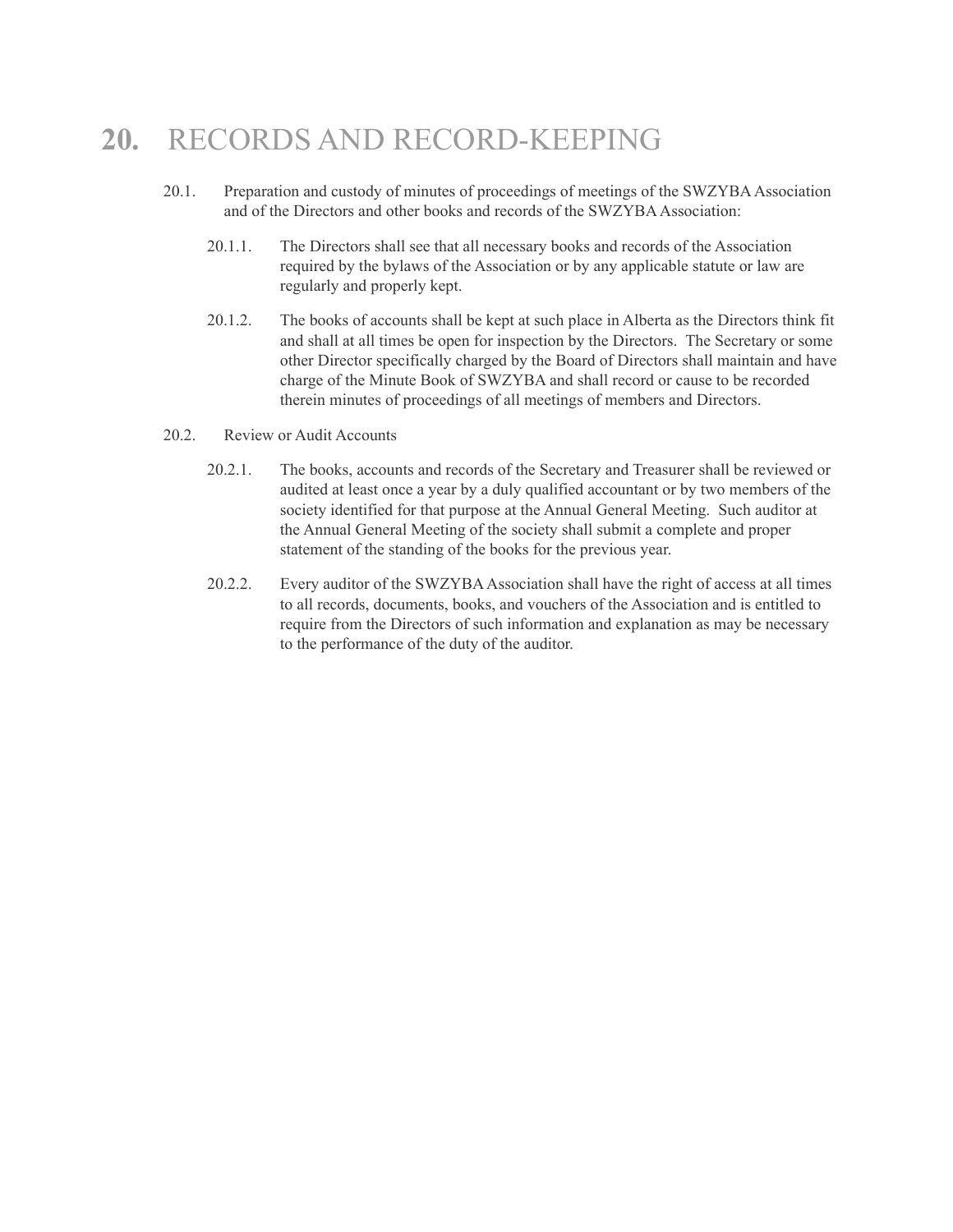# 20. RECORDS AND RECORD-KEEPING

20.1. Preparation and custody of minutes of proceedings of meetings of the SWZYBA Association and of the Directors and other books and records of the SWZYBA Association:

20.1.1. The Directors shall see that all necessary books and records of the Association required by the bylaws of the Association or by any applicable statute or law are regularly and properly kept.

20.1.2. The books of accounts shall be kept at such place in Alberta as the Directors think fit and shall at all times be open for inspection by the Directors. The Secretary or some other Director specifically charged by the Board of Directors shall maintain and have charge of the Minute Book of SWZYBA and shall record or cause to be recorded therein minutes of proceedings of all meetings of members and Directors.

20.2. Review or Audit Accounts

20.2.1. The books, accounts and records of the Secretary and Treasurer shall be reviewed or audited at least once a year by a duly qualified accountant or by two members of the society identified for that purpose at the Annual General Meeting. Such auditor at the Annual General Meeting of the society shall submit a complete and proper statement of the standing of the books for the previous year.

20.2.2. Every auditor of the SWZYBA Association shall have the right of access at all times to all records, documents, books, and vouchers of the Association and is entitled to require from the Directors of such information and explanation as may be necessary to the performance of the duty of the auditor.